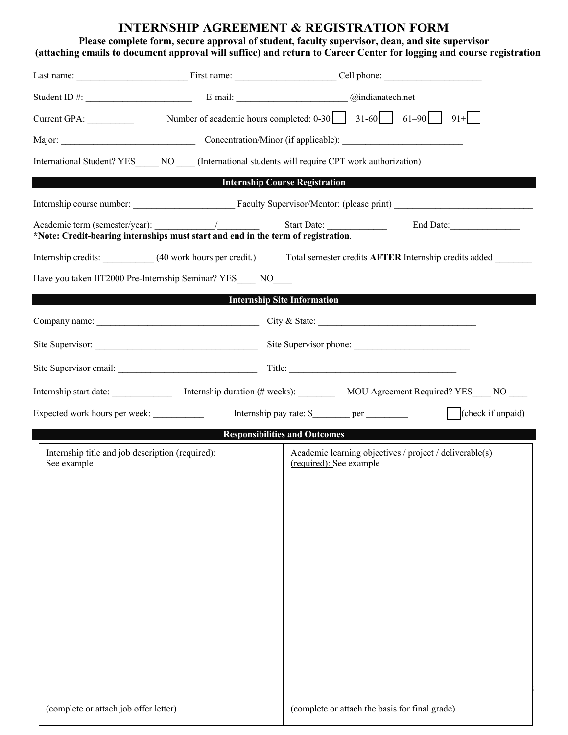# INTERNSHIP AGREEMENT & REGISTRATION FORM

**Please complete form, secure approval of student, faculty supervisor, dean, and site supervisor (attaching emails to document approval will suffice) and return to Career Center for logging and course registration**

Last name: _______________________ First name: _____________________ Cell phone: ____________________

Student ID #: ______________________ E-mail: _______________________ @indianatech.net

Current GPA: __________ Number of academic hours completed: 0-30 ☐ 31-60 ☐ 61–90 ☐ 91+ ☐

Major: ____________________________ Concentration/Minor (if applicable): _________________________

International Student? YES_____ NO ____ (International students will require CPT work authorization)

## Internship Course Registration

Internship course number: _____________________ Faculty Supervisor/Mentor: (please print) ______________________________

Academic term (semester/year): ____________/_________ Start Date: _____________ End Date:_______________

**\*Note: Credit-bearing internships must start and end in the term of registration**.

Internship credits: ___________ (40 work hours per credit.) Total semester credits **AFTER** Internship credits added ________

Have you taken IIT2000 Pre-Internship Seminar? YES____ NO____

## Internship Site Information

Company name: ___________________________________ City & State: __________________________________

Site Supervisor: ___________________________________ Site Supervisor phone: ________________________

Site Supervisor email: ______________________________ Title: ____________________________________

Internship start date: _____________ Internship duration (# weeks): ________ MOU Agreement Required? YES____ NO ____

Expected work hours per week: ___________ Internship pay rate: $________ per _________ ☐ (check if unpaid)

## Responsibilities and Outcomes

| Internship title and job description (required): See example | Academic learning objectives / project / deliverable(s) (required): See example |
|---|---|
| (complete or attach job offer letter) | (complete or attach the basis for final grade) |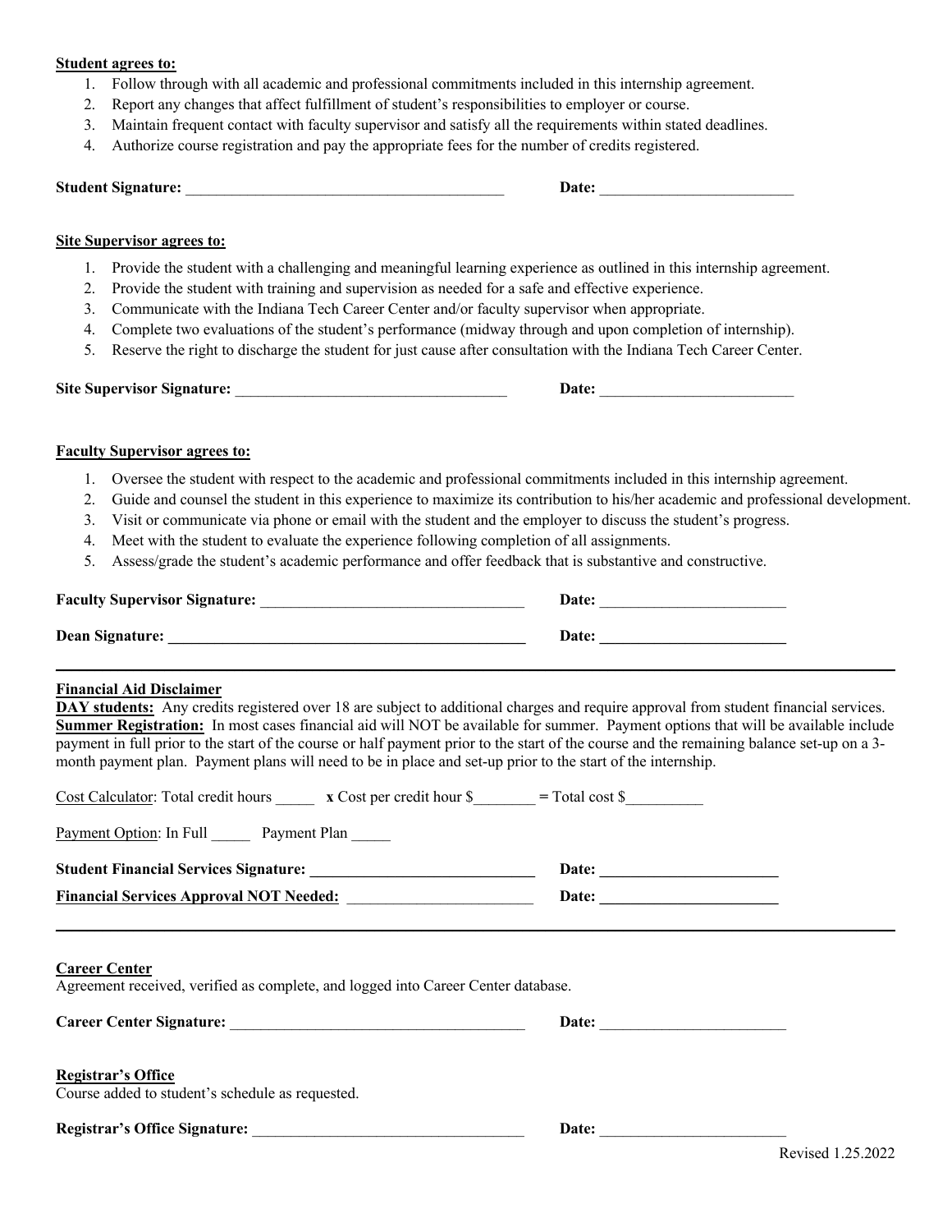**Student agrees to:**

1. Follow through with all academic and professional commitments included in this internship agreement.
2. Report any changes that affect fulfillment of student's responsibilities to employer or course.
3. Maintain frequent contact with faculty supervisor and satisfy all the requirements within stated deadlines.
4. Authorize course registration and pay the appropriate fees for the number of credits registered.

**Student Signature:** ________________________________________ **Date:** _________________________

**Site Supervisor agrees to:**

1. Provide the student with a challenging and meaningful learning experience as outlined in this internship agreement.
2. Provide the student with training and supervision as needed for a safe and effective experience.
3. Communicate with the Indiana Tech Career Center and/or faculty supervisor when appropriate.
4. Complete two evaluations of the student's performance (midway through and upon completion of internship).
5. Reserve the right to discharge the student for just cause after consultation with the Indiana Tech Career Center.

**Site Supervisor Signature:** ___________________________________ **Date:** _________________________

**Faculty Supervisor agrees to:**

1. Oversee the student with respect to the academic and professional commitments included in this internship agreement.
2. Guide and counsel the student in this experience to maximize its contribution to his/her academic and professional development.
3. Visit or communicate via phone or email with the student and the employer to discuss the student's progress.
4. Meet with the student to evaluate the experience following completion of all assignments.
5. Assess/grade the student's academic performance and offer feedback that is substantive and constructive.

**Faculty Supervisor Signature:** _________________________________ **Date:** ________________________

**Dean Signature:** ______________________________________________ **Date:** ________________________

---

**Financial Aid Disclaimer**

**DAY students:** Any credits registered over 18 are subject to additional charges and require approval from student financial services.
**Summer Registration:** In most cases financial aid will NOT be available for summer. Payment options that will be available include payment in full prior to the start of the course or half payment prior to the start of the course and the remaining balance set-up on a 3-month payment plan. Payment plans will need to be in place and set-up prior to the start of the internship.

Cost Calculator: Total credit hours _____ **x** Cost per credit hour $________ = Total cost $__________

Payment Option: In Full _____ Payment Plan _____

**Student Financial Services Signature:** _____________________________ **Date:** _______________________

**Financial Services Approval NOT Needed:** _______________________ **Date:** _______________________

---

**Career Center**

Agreement received, verified as complete, and logged into Career Center database.

**Career Center Signature:** ______________________________________ **Date:** ________________________

**Registrar's Office**

Course added to student's schedule as requested.

**Registrar's Office Signature:** ___________________________________ **Date:** ________________________

Revised 1.25.2022